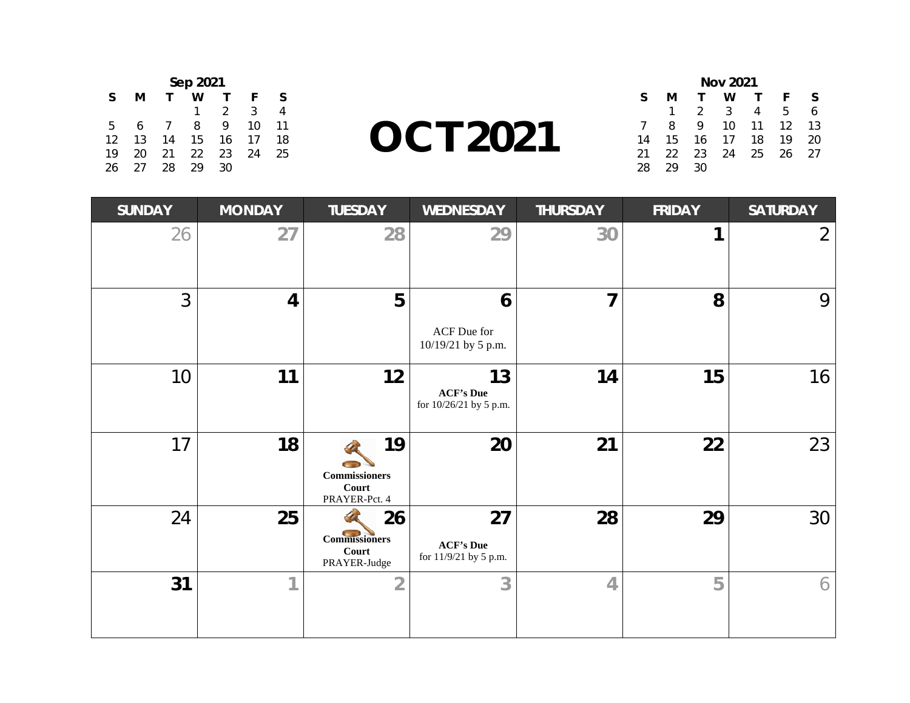# OCT 2021

**Sep 2021**

| S | M | T | W | T | F | S |
|---|---|---|---|---|---|---|
| | | | 1 | 2 | 3 | 4 |
| 5 | 6 | 7 | 8 | 9 | 10 | 11 |
| 12 | 13 | 14 | 15 | 16 | 17 | 18 |
| 19 | 20 | 21 | 22 | 23 | 24 | 25 |
| 26 | 27 | 28 | 29 | 30 | | |

**Nov 2021**

| S | M | T | W | T | F | S |
|---|---|---|---|---|---|---|
| | 1 | 2 | 3 | 4 | 5 | 6 |
| 7 | 8 | 9 | 10 | 11 | 12 | 13 |
| 14 | 15 | 16 | 17 | 18 | 19 | 20 |
| 21 | 22 | 23 | 24 | 25 | 26 | 27 |
| 28 | 29 | 30 | | | | |

| SUNDAY | MONDAY | TUESDAY | WEDNESDAY | THURSDAY | FRIDAY | SATURDAY |
|---|---|---|---|---|---|---|
| 26 | 27 | 28 | 29 | 30 | 1 | 2 |
| 3 | 4 | 5 | 6 ACF Due for 10/19/21 by 5 p.m. | 7 | 8 | 9 |
| 10 | 11 | 12 | 13 **ACF's Due** for 10/26/21 by 5 p.m. | 14 | 15 | 16 |
| 17 | 18 | 19 **Commissioners Court** PRAYER-Pct. 4 | 20 | 21 | 22 | 23 |
| 24 | 25 | 26 **Commissioners Court** PRAYER-Judge | 27 **ACF's Due** for 11/9/21 by 5 p.m. | 28 | 29 | 30 |
| 31 | 1 | 2 | 3 | 4 | 5 | 6 |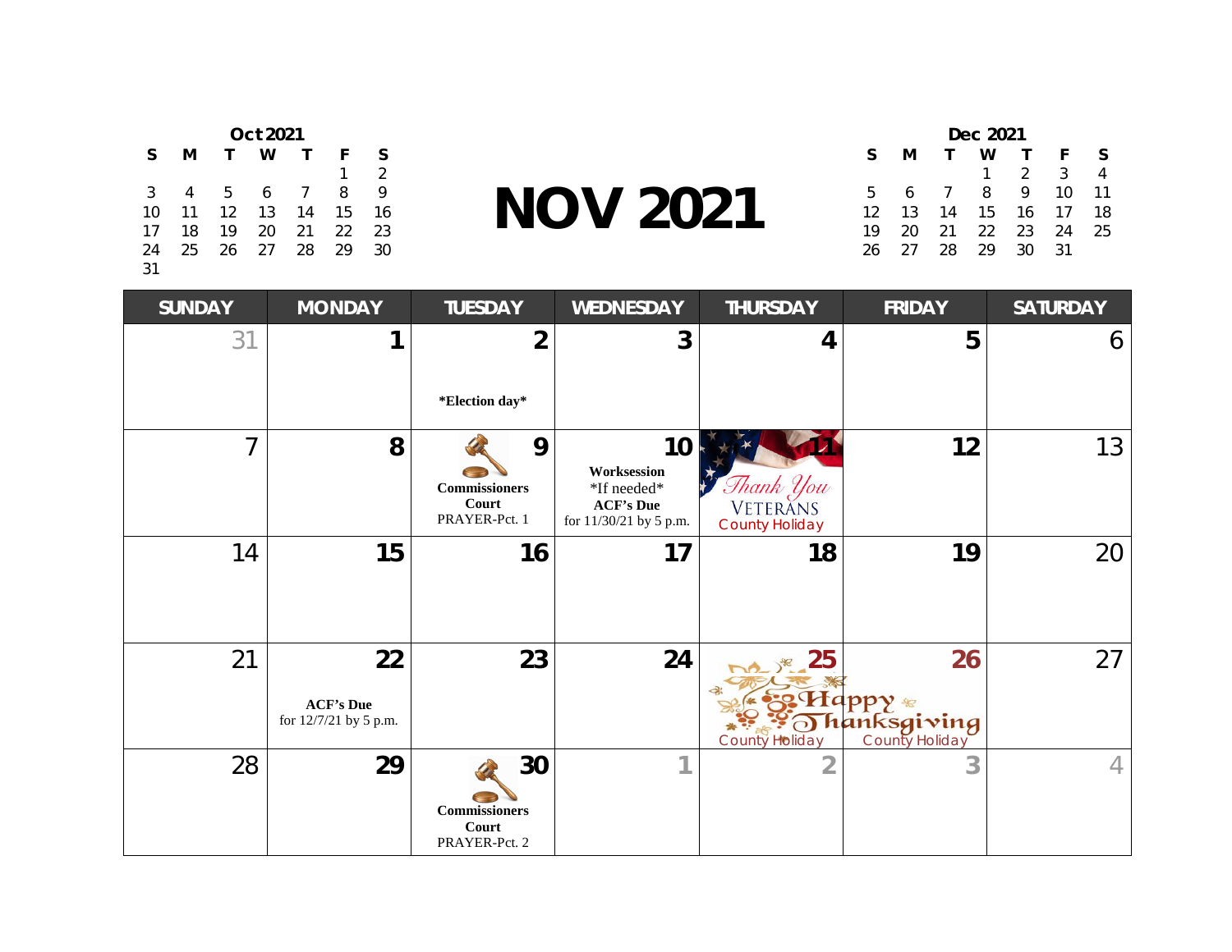# NOV 2021

**Oct 2021**

| S | M | T | W | T | F | S |
|---|---|---|---|---|---|---|
| | | | | | 1 | 2 |
| 3 | 4 | 5 | 6 | 7 | 8 | 9 |
| 10 | 11 | 12 | 13 | 14 | 15 | 16 |
| 17 | 18 | 19 | 20 | 21 | 22 | 23 |
| 24 | 25 | 26 | 27 | 28 | 29 | 30 |
| 31 | | | | | | |

**Dec 2021**

| S | M | T | W | T | F | S |
|---|---|---|---|---|---|---|
| | | | 1 | 2 | 3 | 4 |
| 5 | 6 | 7 | 8 | 9 | 10 | 11 |
| 12 | 13 | 14 | 15 | 16 | 17 | 18 |
| 19 | 20 | 21 | 22 | 23 | 24 | 25 |
| 26 | 27 | 28 | 29 | 30 | 31 | |

| SUNDAY | MONDAY | TUESDAY | WEDNESDAY | THURSDAY | FRIDAY | SATURDAY |
|---|---|---|---|---|---|---|
| 31 | 1 | 2 *Election day* | 3 | 4 | 5 | 6 |
| 7 | 8 | 9 **Commissioners Court** PRAYER-Pct. 1 | 10 **Worksession** *If needed* **ACF's Due** for 11/30/21 by 5 p.m. | 11 Thank You VETERANS County Holiday | 12 | 13 |
| 14 | 15 | 16 | 17 | 18 | 19 | 20 |
| 21 | 22 **ACF's Due** for 12/7/21 by 5 p.m. | 23 | 24 | 25 Happy Thanksgiving County Holiday | 26 County Holiday | 27 |
| 28 | 29 | 30 **Commissioners Court** PRAYER-Pct. 2 | 1 | 2 | 3 | 4 |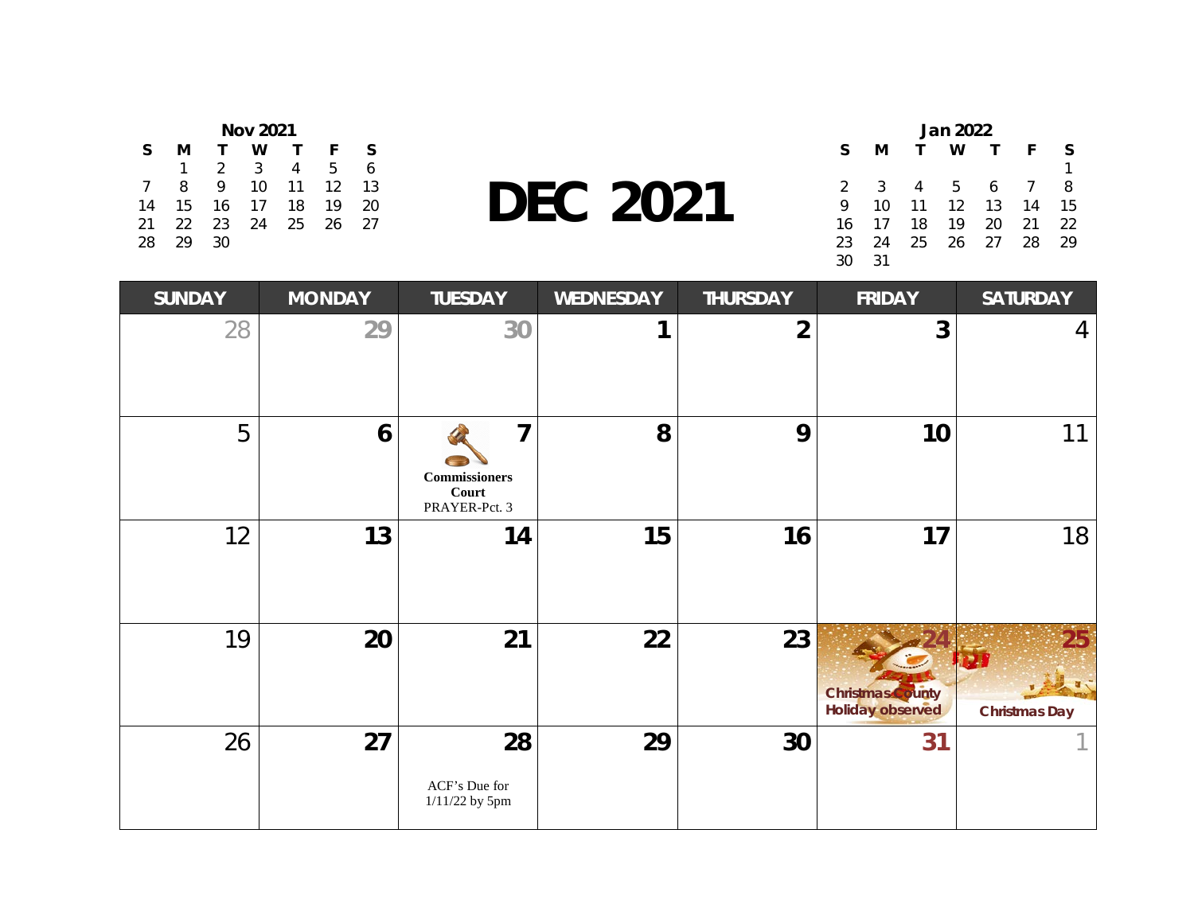**Nov 2021**

| S | M | T | W | T | F | S |
|---|---|---|---|---|---|---|
| | 1 | 2 | 3 | 4 | 5 | 6 |
| 7 | 8 | 9 | 10 | 11 | 12 | 13 |
| 14 | 15 | 16 | 17 | 18 | 19 | 20 |
| 21 | 22 | 23 | 24 | 25 | 26 | 27 |
| 28 | 29 | 30 | | | | |

# DEC 2021

**Jan 2022**

| S | M | T | W | T | F | S |
|---|---|---|---|---|---|---|
| | | | | | | 1 |
| 2 | 3 | 4 | 5 | 6 | 7 | 8 |
| 9 | 10 | 11 | 12 | 13 | 14 | 15 |
| 16 | 17 | 18 | 19 | 20 | 21 | 22 |
| 23 | 24 | 25 | 26 | 27 | 28 | 29 |
| 30 | 31 | | | | | |

| SUNDAY | MONDAY | TUESDAY | WEDNESDAY | THURSDAY | FRIDAY | SATURDAY |
|---|---|---|---|---|---|---|
| 28 | 29 | 30 | 1 | 2 | 3 | 4 |
| 5 | 6 | 7 **Commissioners Court** PRAYER-Pct. 3 | 8 | 9 | 10 | 11 |
| 12 | 13 | 14 | 15 | 16 | 17 | 18 |
| 19 | 20 | 21 | 22 | 23 | 24 Christmas County Holiday observed | 25 Christmas Day |
| 26 | 27 | 28 ACF's Due for 1/11/22 by 5pm | 29 | 30 | 31 | 1 |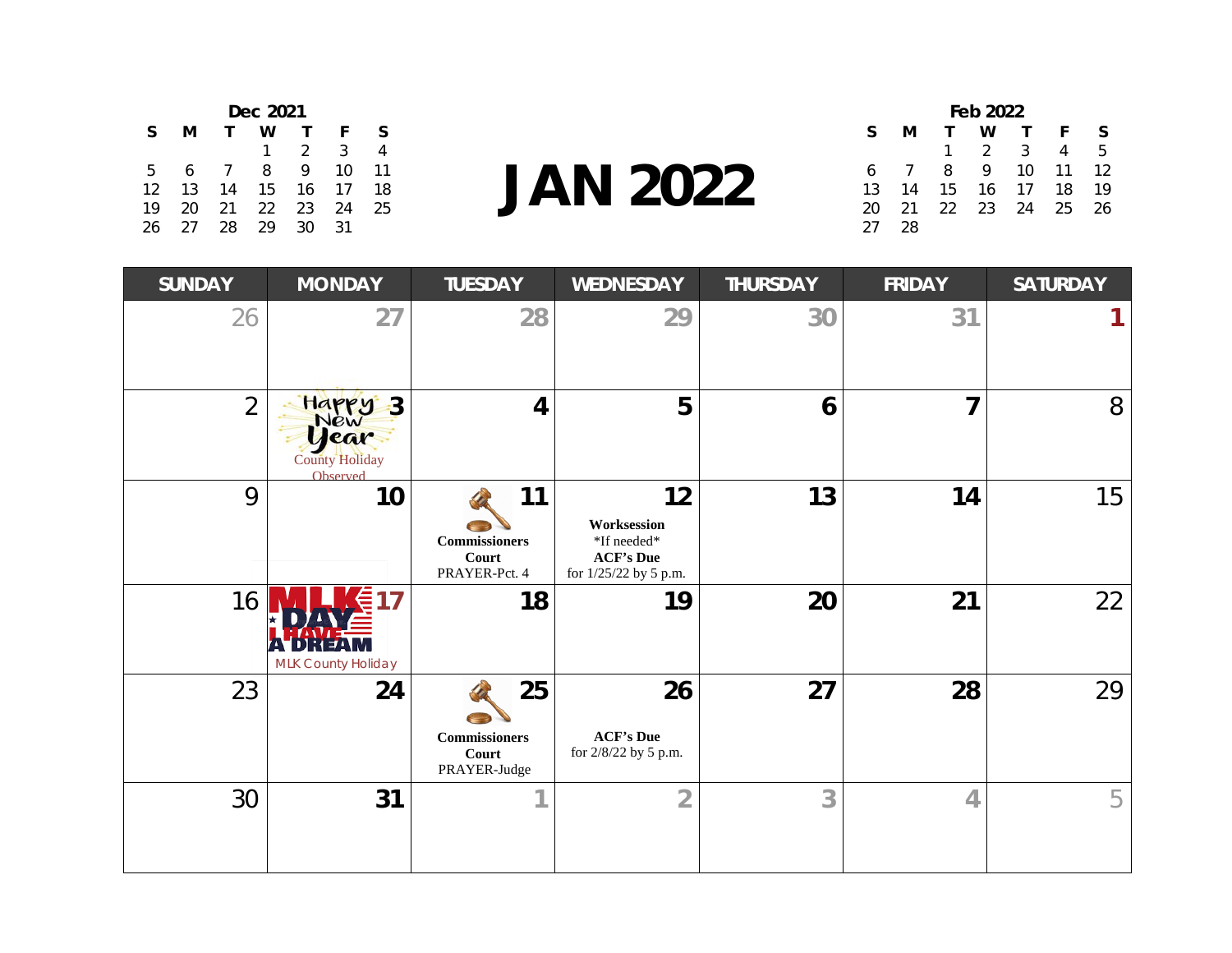# JAN 2022

**Dec 2021**

| S | M | T | W | T | F | S |
|---|---|---|---|---|---|---|
| | | | 1 | 2 | 3 | 4 |
| 5 | 6 | 7 | 8 | 9 | 10 | 11 |
| 12 | 13 | 14 | 15 | 16 | 17 | 18 |
| 19 | 20 | 21 | 22 | 23 | 24 | 25 |
| 26 | 27 | 28 | 29 | 30 | 31 | |

**Feb 2022**

| S | M | T | W | T | F | S |
|---|---|---|---|---|---|---|
| | | 1 | 2 | 3 | 4 | 5 |
| 6 | 7 | 8 | 9 | 10 | 11 | 12 |
| 13 | 14 | 15 | 16 | 17 | 18 | 19 |
| 20 | 21 | 22 | 23 | 24 | 25 | 26 |
| 27 | 28 | | | | | |

| SUNDAY | MONDAY | TUESDAY | WEDNESDAY | THURSDAY | FRIDAY | SATURDAY |
|---|---|---|---|---|---|---|
| 26 | 27 | 28 | 29 | 30 | 31 | 1 |
| 2 | 3 Happy New Year County Holiday Observed | 4 | 5 | 6 | 7 | 8 |
| 9 | 10 | 11 **Commissioners Court** PRAYER-Pct. 4 | 12 **Worksession** *If needed* **ACF's Due** for 1/25/22 by 5 p.m. | 13 | 14 | 15 |
| 16 | 17 MLK DAY I HAVE A DREAM MLK County Holiday | 18 | 19 | 20 | 21 | 22 |
| 23 | 24 | 25 **Commissioners Court** PRAYER-Judge | 26 **ACF's Due** for 2/8/22 by 5 p.m. | 27 | 28 | 29 |
| 30 | 31 | 1 | 2 | 3 | 4 | 5 |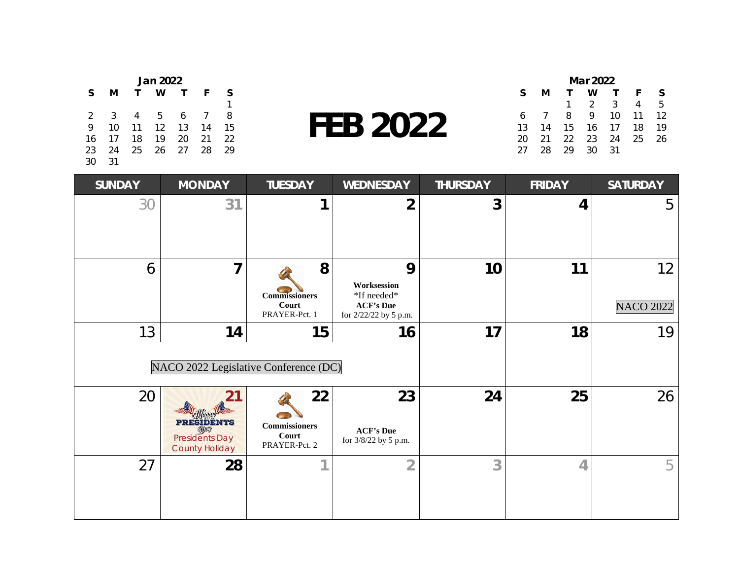# FEB 2022

**Jan 2022**

| S | M | T | W | T | F | S |
|---|---|---|---|---|---|---|
| | | | | | | 1 |
| 2 | 3 | 4 | 5 | 6 | 7 | 8 |
| 9 | 10 | 11 | 12 | 13 | 14 | 15 |
| 16 | 17 | 18 | 19 | 20 | 21 | 22 |
| 23 | 24 | 25 | 26 | 27 | 28 | 29 |
| 30 | 31 | | | | | |

**Mar 2022**

| S | M | T | W | T | F | S |
|---|---|---|---|---|---|---|
| | | 1 | 2 | 3 | 4 | 5 |
| 6 | 7 | 8 | 9 | 10 | 11 | 12 |
| 13 | 14 | 15 | 16 | 17 | 18 | 19 |
| 20 | 21 | 22 | 23 | 24 | 25 | 26 |
| 27 | 28 | 29 | 30 | 31 | | |

| SUNDAY | MONDAY | TUESDAY | WEDNESDAY | THURSDAY | FRIDAY | SATURDAY |
|---|---|---|---|---|---|---|
| 30 | 31 | 1 | 2 | 3 | 4 | 5 |
| 6 | 7 | 8 **Commissioners Court** PRAYER-Pct. 1 | 9 **Worksession** *If needed* **ACF's Due** for 2/22/22 by 5 p.m. | 10 | 11 | 12 NACO 2022 |
| 13 | 14 NACO 2022 Legislative Conference (DC) | 15 NACO 2022 Legislative Conference (DC) | 16 | 17 | 18 | 19 |
| 20 | 21 Happy Presidents Day Presidents Day County Holiday | 22 **Commissioners Court** PRAYER-Pct. 2 | 23 **ACF's Due** for 3/8/22 by 5 p.m. | 24 | 25 | 26 |
| 27 | 28 | 1 | 2 | 3 | 4 | 5 |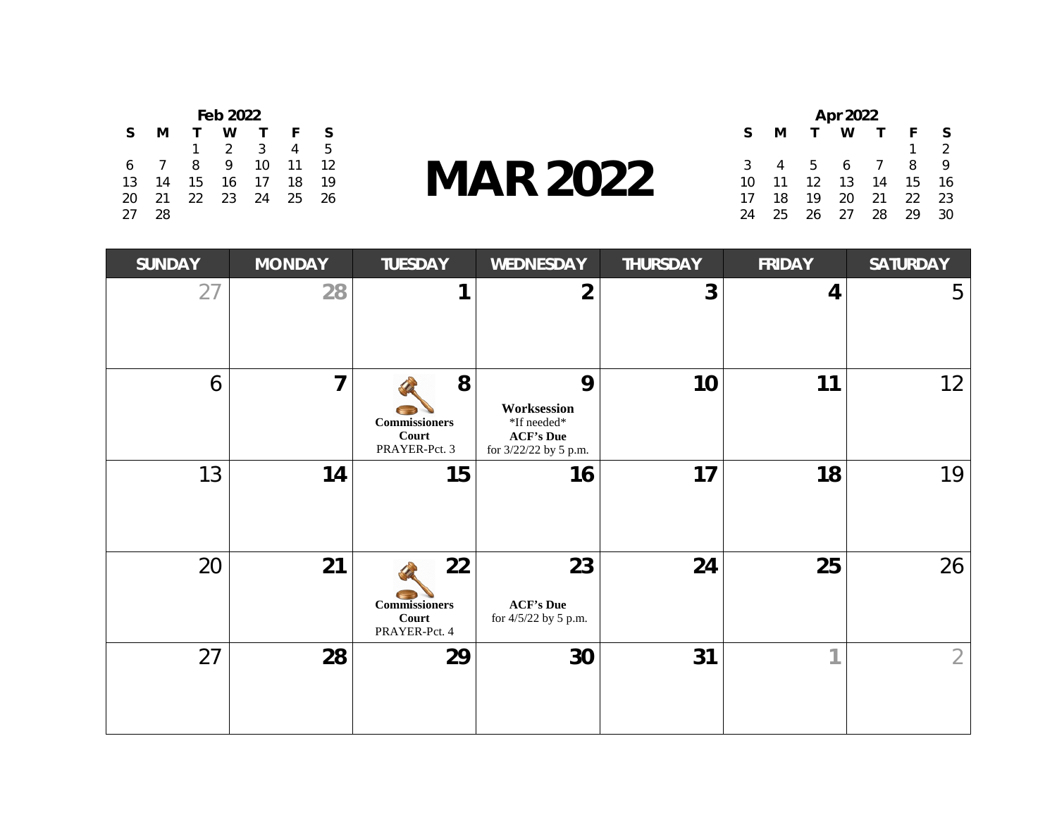# MAR 2022

**Feb 2022**

| S | M | T | W | T | F | S |
|---|---|---|---|---|---|---|
| | | 1 | 2 | 3 | 4 | 5 |
| 6 | 7 | 8 | 9 | 10 | 11 | 12 |
| 13 | 14 | 15 | 16 | 17 | 18 | 19 |
| 20 | 21 | 22 | 23 | 24 | 25 | 26 |
| 27 | 28 | | | | | |

**Apr 2022**

| S | M | T | W | T | F | S |
|---|---|---|---|---|---|---|
| | | | | | 1 | 2 |
| 3 | 4 | 5 | 6 | 7 | 8 | 9 |
| 10 | 11 | 12 | 13 | 14 | 15 | 16 |
| 17 | 18 | 19 | 20 | 21 | 22 | 23 |
| 24 | 25 | 26 | 27 | 28 | 29 | 30 |

| SUNDAY | MONDAY | TUESDAY | WEDNESDAY | THURSDAY | FRIDAY | SATURDAY |
|---|---|---|---|---|---|---|
| 27 | 28 | 1 | 2 | 3 | 4 | 5 |
| 6 | 7 | 8 **Commissioners Court** PRAYER-Pct. 3 | 9 **Worksession** *If needed* **ACF's Due** for 3/22/22 by 5 p.m. | 10 | 11 | 12 |
| 13 | 14 | 15 | 16 | 17 | 18 | 19 |
| 20 | 21 | 22 **Commissioners Court** PRAYER-Pct. 4 | 23 **ACF's Due** for 4/5/22 by 5 p.m. | 24 | 25 | 26 |
| 27 | 28 | 29 | 30 | 31 | 1 | 2 |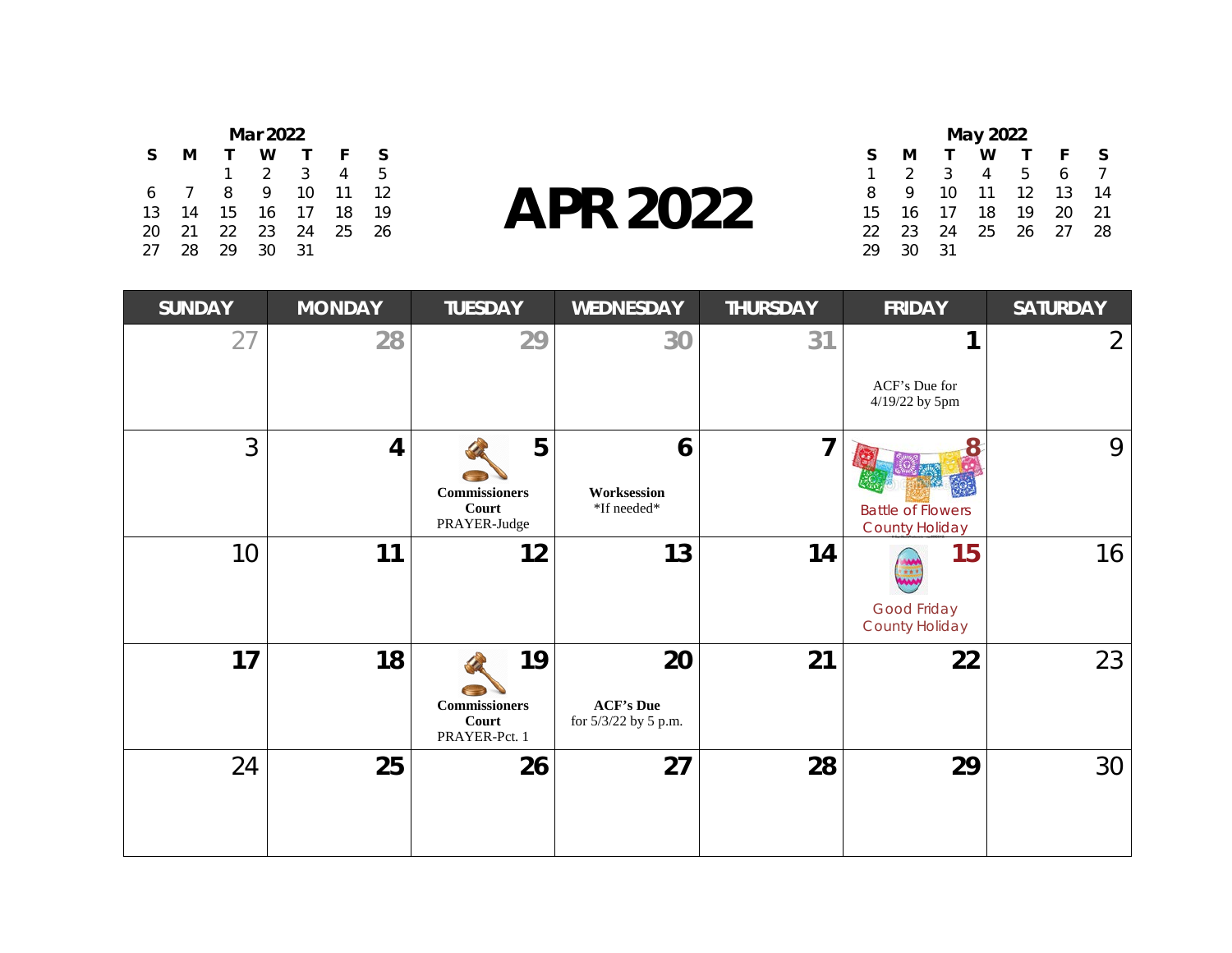# APR 2022

| Mar 2022 | | | | | | |
|---|---|---|---|---|---|---|
| S | M | T | W | T | F | S |
| | | 1 | 2 | 3 | 4 | 5 |
| 6 | 7 | 8 | 9 | 10 | 11 | 12 |
| 13 | 14 | 15 | 16 | 17 | 18 | 19 |
| 20 | 21 | 22 | 23 | 24 | 25 | 26 |
| 27 | 28 | 29 | 30 | 31 | | |

| May 2022 | | | | | | |
|---|---|---|---|---|---|---|
| S | M | T | W | T | F | S |
| 1 | 2 | 3 | 4 | 5 | 6 | 7 |
| 8 | 9 | 10 | 11 | 12 | 13 | 14 |
| 15 | 16 | 17 | 18 | 19 | 20 | 21 |
| 22 | 23 | 24 | 25 | 26 | 27 | 28 |
| 29 | 30 | 31 | | | | |

| SUNDAY | MONDAY | TUESDAY | WEDNESDAY | THURSDAY | FRIDAY | SATURDAY |
|---|---|---|---|---|---|---|
| 27 | 28 | 29 | 30 | 31 | 1<br>ACF's Due for 4/19/22 by 5pm | 2 |
| 3 | 4 | 5<br>**Commissioners Court**<br>PRAYER-Judge | 6<br>**Worksession**<br>*If needed* | 7 | 8<br>Battle of Flowers<br>County Holiday | 9 |
| 10 | 11 | 12 | 13 | 14 | 15<br>Good Friday<br>County Holiday | 16 |
| 17 | 18 | 19<br>**Commissioners Court**<br>PRAYER-Pct. 1 | 20<br>**ACF's Due**<br>for 5/3/22 by 5 p.m. | 21 | 22 | 23 |
| 24 | 25 | 26 | 27 | 28 | 29 | 30 |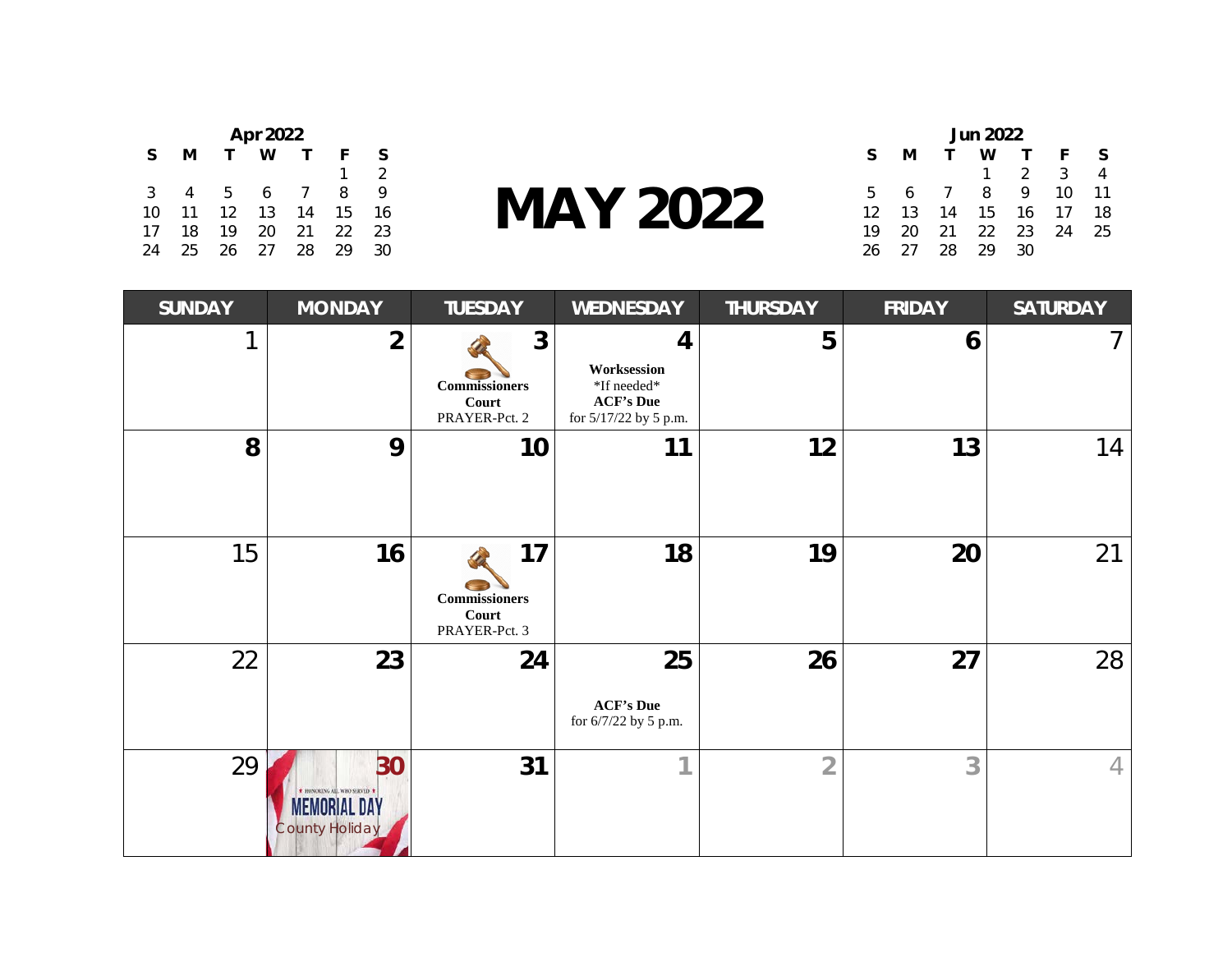**Apr 2022**

| S | M | T | W | T | F | S |
|---|---|---|---|---|---|---|
| | | | | | 1 | 2 |
| 3 | 4 | 5 | 6 | 7 | 8 | 9 |
| 10 | 11 | 12 | 13 | 14 | 15 | 16 |
| 17 | 18 | 19 | 20 | 21 | 22 | 23 |
| 24 | 25 | 26 | 27 | 28 | 29 | 30 |

# MAY 2022

**Jun 2022**

| S | M | T | W | T | F | S |
|---|---|---|---|---|---|---|
| | | | 1 | 2 | 3 | 4 |
| 5 | 6 | 7 | 8 | 9 | 10 | 11 |
| 12 | 13 | 14 | 15 | 16 | 17 | 18 |
| 19 | 20 | 21 | 22 | 23 | 24 | 25 |
| 26 | 27 | 28 | 29 | 30 | | |

| SUNDAY | MONDAY | TUESDAY | WEDNESDAY | THURSDAY | FRIDAY | SATURDAY |
|---|---|---|---|---|---|---|
| 1 | 2 | 3 **Commissioners Court** PRAYER-Pct. 2 | 4 **Worksession** *If needed* **ACF's Due** for 5/17/22 by 5 p.m. | 5 | 6 | 7 |
| 8 | 9 | 10 | 11 | 12 | 13 | 14 |
| 15 | 16 | 17 **Commissioners Court** PRAYER-Pct. 3 | 18 | 19 | 20 | 21 |
| 22 | 23 | 24 | 25 **ACF's Due** for 6/7/22 by 5 p.m. | 26 | 27 | 28 |
| 29 | 30 HONORING ALL WHO SERVED MEMORIAL DAY County Holiday | 31 | 1 | 2 | 3 | 4 |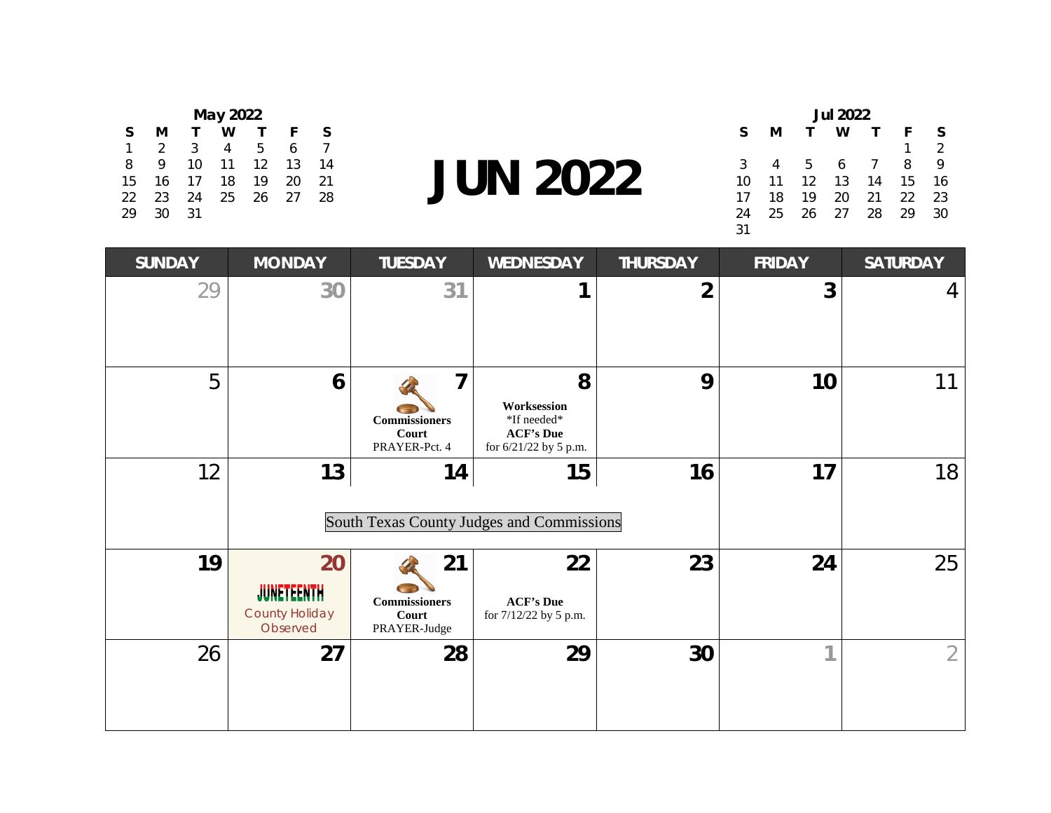# JUN 2022

**May 2022**

| S | M | T | W | T | F | S |
|---|---|---|---|---|---|---|
| 1 | 2 | 3 | 4 | 5 | 6 | 7 |
| 8 | 9 | 10 | 11 | 12 | 13 | 14 |
| 15 | 16 | 17 | 18 | 19 | 20 | 21 |
| 22 | 23 | 24 | 25 | 26 | 27 | 28 |
| 29 | 30 | 31 | | | | |

**Jul 2022**

| S | M | T | W | T | F | S |
|---|---|---|---|---|---|---|
| | | | | | 1 | 2 |
| 3 | 4 | 5 | 6 | 7 | 8 | 9 |
| 10 | 11 | 12 | 13 | 14 | 15 | 16 |
| 17 | 18 | 19 | 20 | 21 | 22 | 23 |
| 24 | 25 | 26 | 27 | 28 | 29 | 30 |
| 31 | | | | | | |

| SUNDAY | MONDAY | TUESDAY | WEDNESDAY | THURSDAY | FRIDAY | SATURDAY |
|---|---|---|---|---|---|---|
| 29 | 30 | 31 | 1 | 2 | 3 | 4 |
| 5 | 6 | 7 **Commissioners Court** PRAYER-Pct. 4 | 8 **Worksession** *If needed* **ACF's Due** for 6/21/22 by 5 p.m. | 9 | 10 | 11 |
| 12 | 13 South Texas County Judges and Commissions | 14 South Texas County Judges and Commissions | 15 South Texas County Judges and Commissions | 16 | 17 | 18 |
| 19 | 20 JUNETEENTH County Holiday Observed | 21 **Commissioners Court** PRAYER-Judge | 22 **ACF's Due** for 7/12/22 by 5 p.m. | 23 | 24 | 25 |
| 26 | 27 | 28 | 29 | 30 | 1 | 2 |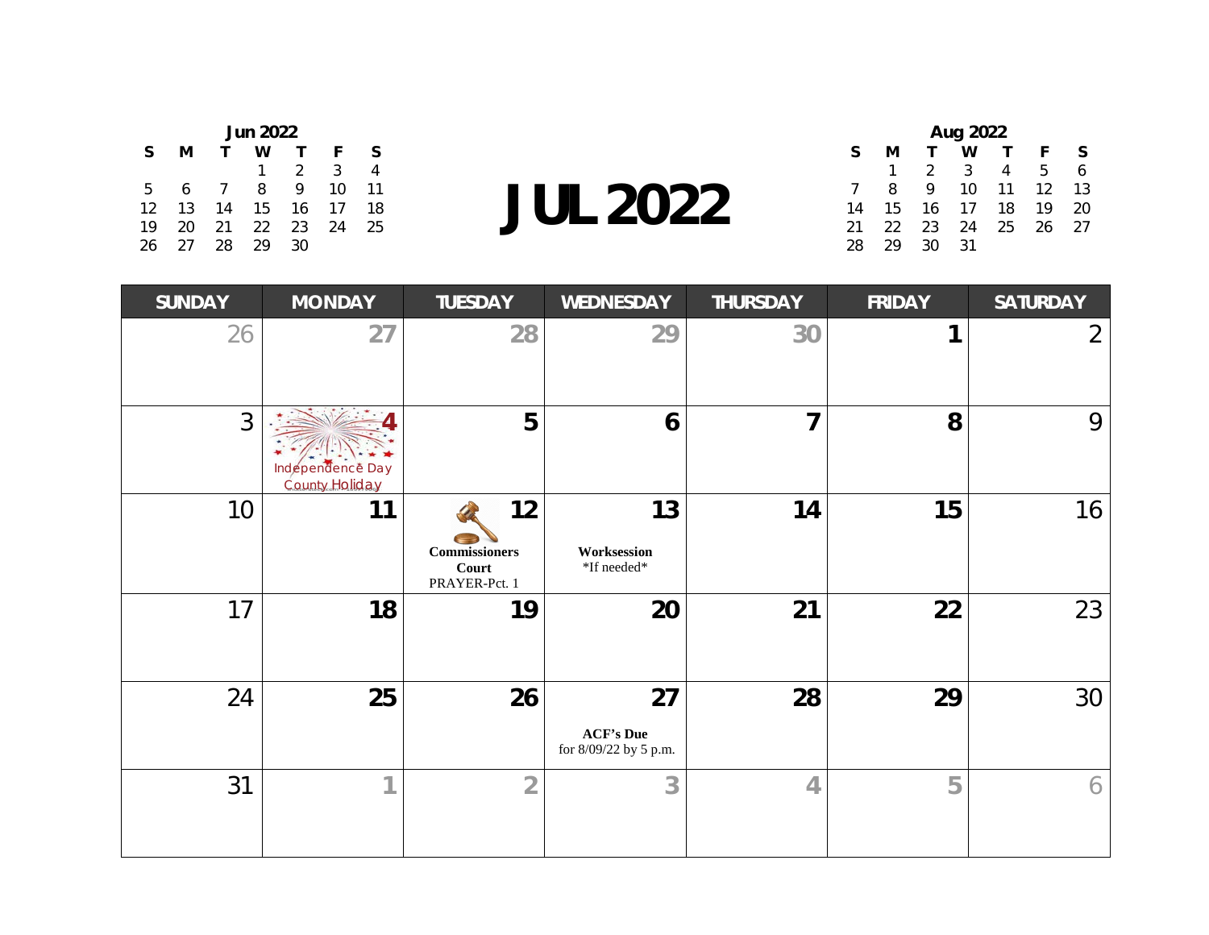| Jun 2022 | | | | | | |
|---|---|---|---|---|---|---|
| S | M | T | W | T | F | S |
| | | | 1 | 2 | 3 | 4 |
| 5 | 6 | 7 | 8 | 9 | 10 | 11 |
| 12 | 13 | 14 | 15 | 16 | 17 | 18 |
| 19 | 20 | 21 | 22 | 23 | 24 | 25 |
| 26 | 27 | 28 | 29 | 30 | | |

# JUL 2022

| Aug 2022 | | | | | | |
|---|---|---|---|---|---|---|
| S | M | T | W | T | F | S |
| | 1 | 2 | 3 | 4 | 5 | 6 |
| 7 | 8 | 9 | 10 | 11 | 12 | 13 |
| 14 | 15 | 16 | 17 | 18 | 19 | 20 |
| 21 | 22 | 23 | 24 | 25 | 26 | 27 |
| 28 | 29 | 30 | 31 | | | |

| SUNDAY | MONDAY | TUESDAY | WEDNESDAY | THURSDAY | FRIDAY | SATURDAY |
|---|---|---|---|---|---|---|
| 26 | 27 | 28 | 29 | 30 | 1 | 2 |
| 3 | 4 Independence Day County Holiday | 5 | 6 | 7 | 8 | 9 |
| 10 | 11 | 12 **Commissioners Court** PRAYER-Pct. 1 | 13 **Worksession** *If needed* | 14 | 15 | 16 |
| 17 | 18 | 19 | 20 | 21 | 22 | 23 |
| 24 | 25 | 26 | 27 **ACF's Due** for 8/09/22 by 5 p.m. | 28 | 29 | 30 |
| 31 | 1 | 2 | 3 | 4 | 5 | 6 |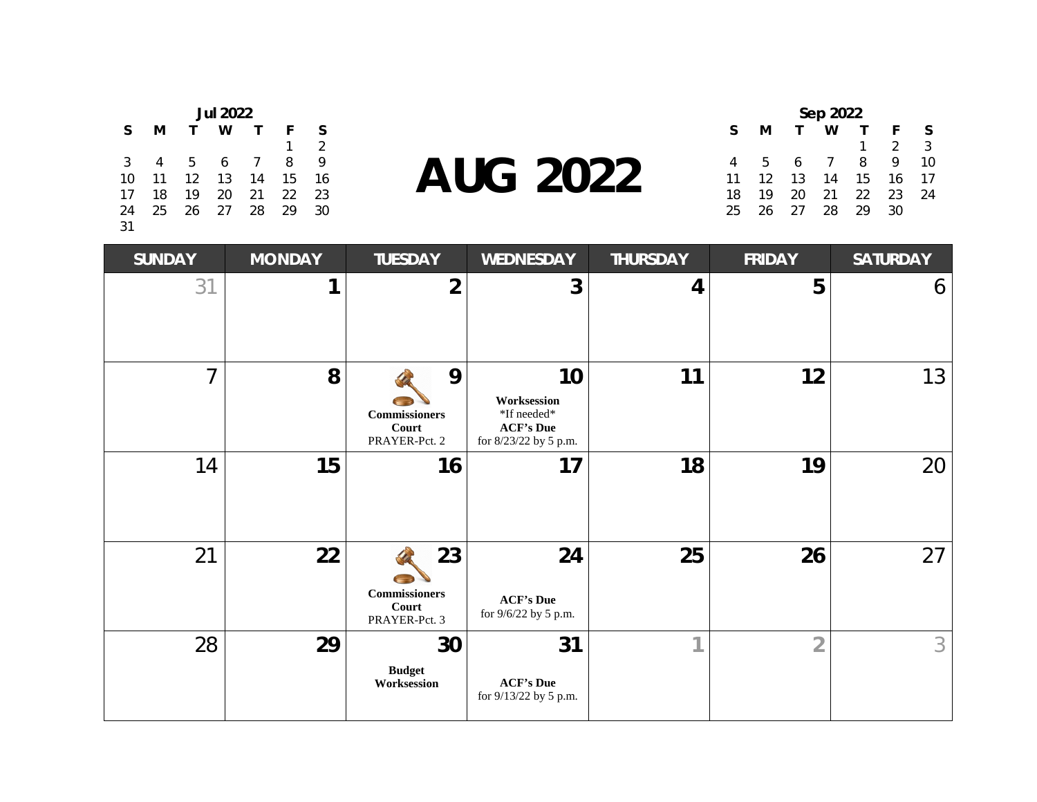# AUG 2022

**Jul 2022**

| S | M | T | W | T | F | S |
|---|---|---|---|---|---|---|
| | | | | | 1 | 2 |
| 3 | 4 | 5 | 6 | 7 | 8 | 9 |
| 10 | 11 | 12 | 13 | 14 | 15 | 16 |
| 17 | 18 | 19 | 20 | 21 | 22 | 23 |
| 24 | 25 | 26 | 27 | 28 | 29 | 30 |
| 31 | | | | | | |

**Sep 2022**

| S | M | T | W | T | F | S |
|---|---|---|---|---|---|---|
| | | | | 1 | 2 | 3 |
| 4 | 5 | 6 | 7 | 8 | 9 | 10 |
| 11 | 12 | 13 | 14 | 15 | 16 | 17 |
| 18 | 19 | 20 | 21 | 22 | 23 | 24 |
| 25 | 26 | 27 | 28 | 29 | 30 | |

| SUNDAY | MONDAY | TUESDAY | WEDNESDAY | THURSDAY | FRIDAY | SATURDAY |
|---|---|---|---|---|---|---|
| 31 | 1 | 2 | 3 | 4 | 5 | 6 |
| 7 | 8 | 9 **Commissioners Court** PRAYER-Pct. 2 | 10 **Worksession** *If needed* **ACF's Due** for 8/23/22 by 5 p.m. | 11 | 12 | 13 |
| 14 | 15 | 16 | 17 | 18 | 19 | 20 |
| 21 | 22 | 23 **Commissioners Court** PRAYER-Pct. 3 | 24 **ACF's Due** for 9/6/22 by 5 p.m. | 25 | 26 | 27 |
| 28 | 29 | 30 **Budget Worksession** | 31 **ACF's Due** for 9/13/22 by 5 p.m. | 1 | 2 | 3 |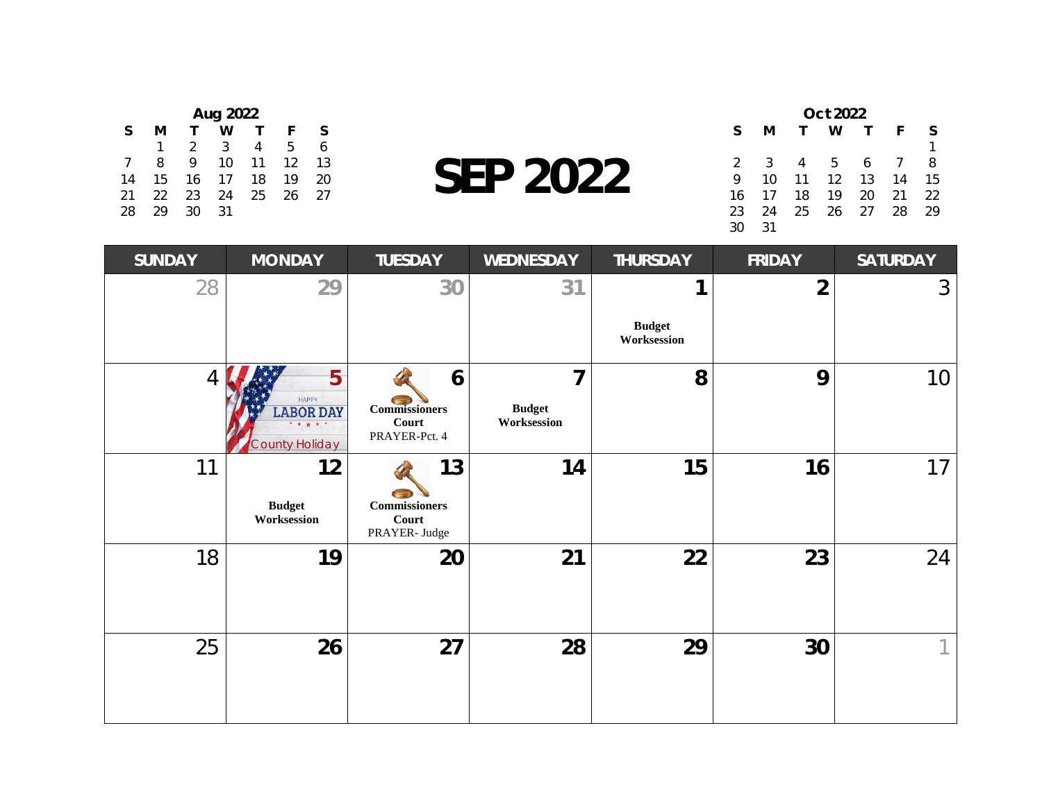# SEP 2022

**Aug 2022**

| S | M | T | W | T | F | S |
|---|---|---|---|---|---|---|
| | 1 | 2 | 3 | 4 | 5 | 6 |
| 7 | 8 | 9 | 10 | 11 | 12 | 13 |
| 14 | 15 | 16 | 17 | 18 | 19 | 20 |
| 21 | 22 | 23 | 24 | 25 | 26 | 27 |
| 28 | 29 | 30 | 31 | | | |

**Oct 2022**

| S | M | T | W | T | F | S |
|---|---|---|---|---|---|---|
| | | | | | | 1 |
| 2 | 3 | 4 | 5 | 6 | 7 | 8 |
| 9 | 10 | 11 | 12 | 13 | 14 | 15 |
| 16 | 17 | 18 | 19 | 20 | 21 | 22 |
| 23 | 24 | 25 | 26 | 27 | 28 | 29 |
| 30 | 31 | | | | | |

| SUNDAY | MONDAY | TUESDAY | WEDNESDAY | THURSDAY | FRIDAY | SATURDAY |
|---|---|---|---|---|---|---|
| 28 | 29 | 30 | 31 | 1 **Budget Worksession** | 2 | 3 |
| 4 | 5 HAPPY LABOR DAY County Holiday | 6 **Commissioners Court** PRAYER-Pct. 4 | 7 **Budget Worksession** | 8 | 9 | 10 |
| 11 | 12 **Budget Worksession** | 13 **Commissioners Court** PRAYER- Judge | 14 | 15 | 16 | 17 |
| 18 | 19 | 20 | 21 | 22 | 23 | 24 |
| 25 | 26 | 27 | 28 | 29 | 30 | 1 |